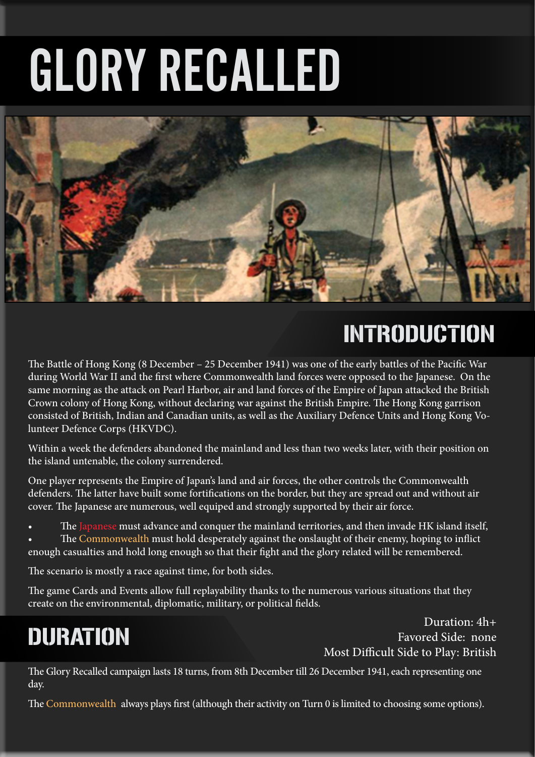# GLORY RECALLED

## INTRODUCTION

The Battle of Hong Kong (8 December – 25 December 1941) was one of the early battles of the Pacific War during World War II and the first where Commonwealth land forces were opposed to the Japanese. On the same morning as the attack on Pearl Harbor, air and land forces of the Empire of Japan attacked the British Crown colony of Hong Kong, without declaring war against the British Empire. The Hong Kong garrison consisted of British, Indian and Canadian units, as well as the Auxiliary Defence Units and Hong Kong Volunteer Defence Corps (HKVDC).

Within a week the defenders abandoned the mainland and less than two weeks later, with their position on the island untenable, the colony surrendered.

One player represents the Empire of Japan's land and air forces, the other controls the Commonwealth defenders. The latter have built some fortifications on the border, but they are spread out and without air cover. The Japanese are numerous, well equiped and strongly supported by their air force.

- The Japanese must advance and conquer the mainland territories, and then invade HK island itself,
- The Commonwealth must hold desperately against the onslaught of their enemy, hoping to inflict enough casualties and hold long enough so that their fight and the glory related will be remembered.

The scenario is mostly a race against time, for both sides.

The game Cards and Events allow full replayability thanks to the numerous various situations that they create on the environmental, diplomatic, military, or political fields.

## DURATION

Duration: 4h+
Favored Side: none
Most Difficult Side to Play: British

The Glory Recalled campaign lasts 18 turns, from 8th December till 26 December 1941, each representing one day.

The Commonwealth always plays first (although their activity on Turn 0 is limited to choosing some options).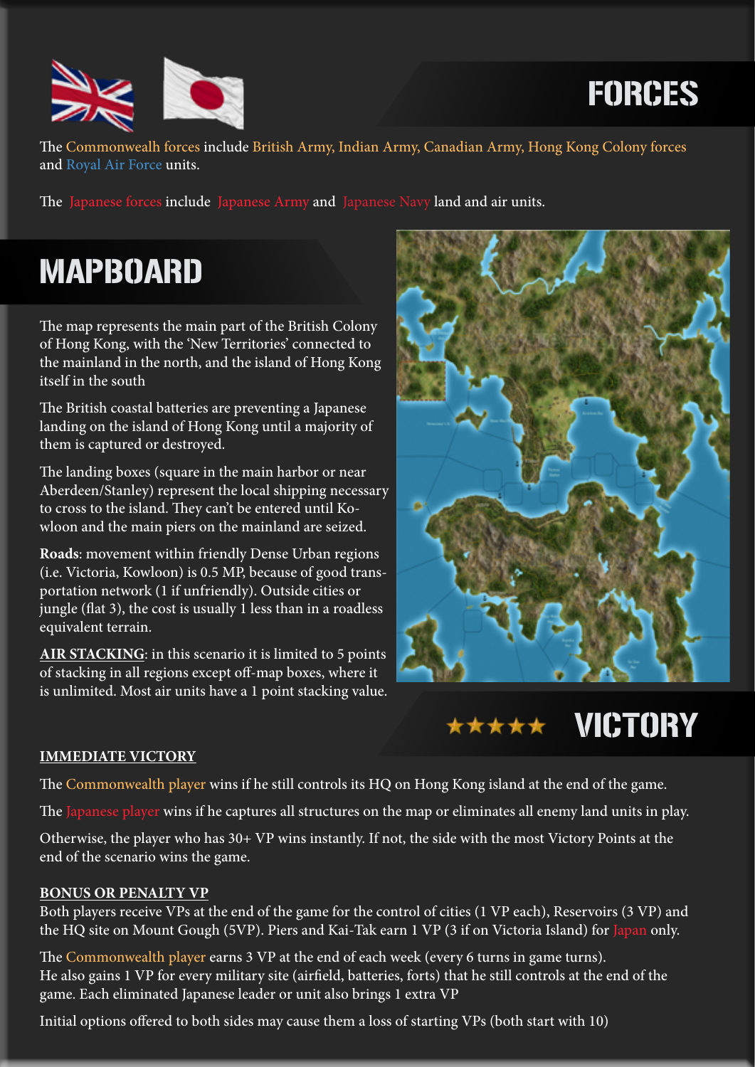# FORCES

The Commonwealth forces include British Army, Indian Army, Canadian Army, Hong Kong Colony forces and Royal Air Force units.

The Japanese forces include Japanese Army and Japanese Navy land and air units.

# MAPBOARD

The map represents the main part of the British Colony of Hong Kong, with the 'New Territories' connected to the mainland in the north, and the island of Hong Kong itself in the south

The British coastal batteries are preventing a Japanese landing on the island of Hong Kong until a majority of them is captured or destroyed.

The landing boxes (square in the main harbor or near Aberdeen/Stanley) represent the local shipping necessary to cross to the island. They can't be entered until Kowloon and the main piers on the mainland are seized.

**Roads**: movement within friendly Dense Urban regions (i.e. Victoria, Kowloon) is 0.5 MP, because of good transportation network (1 if unfriendly). Outside cities or jungle (flat 3), the cost is usually 1 less than in a roadless equivalent terrain.

**AIR STACKING**: in this scenario it is limited to 5 points of stacking in all regions except off-map boxes, where it is unlimited. Most air units have a 1 point stacking value.

# ★★★★★ VICTORY

**IMMEDIATE VICTORY**

The Commonwealth player wins if he still controls its HQ on Hong Kong island at the end of the game.

The Japanese player wins if he captures all structures on the map or eliminates all enemy land units in play.

Otherwise, the player who has 30+ VP wins instantly. If not, the side with the most Victory Points at the end of the scenario wins the game.

**BONUS OR PENALTY VP**

Both players receive VPs at the end of the game for the control of cities (1 VP each), Reservoirs (3 VP) and the HQ site on Mount Gough (5VP). Piers and Kai-Tak earn 1 VP (3 if on Victoria Island) for Japan only.

The Commonwealth player earns 3 VP at the end of each week (every 6 turns in game turns).
He also gains 1 VP for every military site (airfield, batteries, forts) that he still controls at the end of the game. Each eliminated Japanese leader or unit also brings 1 extra VP

Initial options offered to both sides may cause them a loss of starting VPs (both start with 10)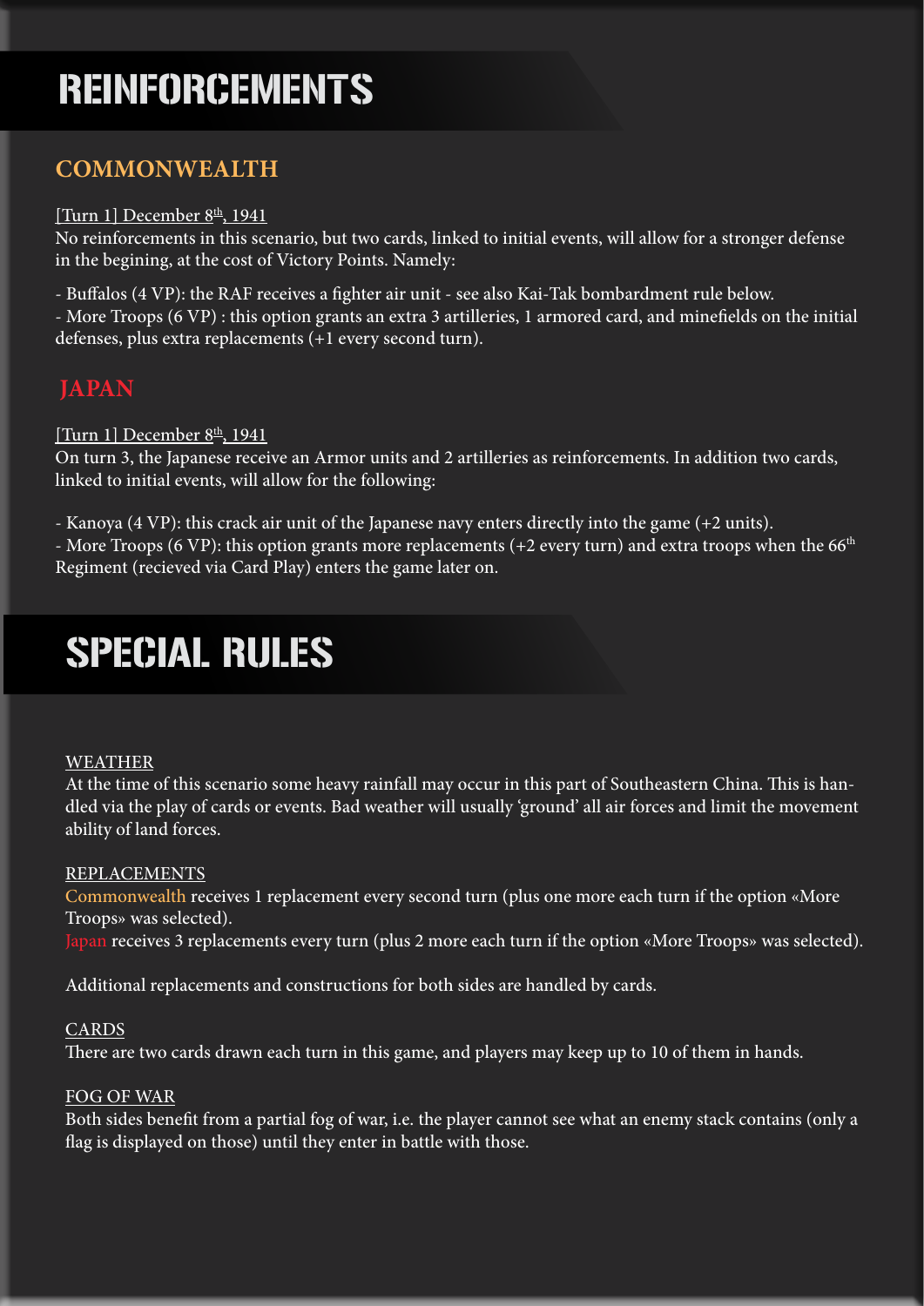# REINFORCEMENTS

## COMMONWEALTH

[Turn 1] December 8th, 1941

No reinforcements in this scenario, but two cards, linked to initial events, will allow for a stronger defense in the begining, at the cost of Victory Points. Namely:

- Buffalos (4 VP): the RAF receives a fighter air unit - see also Kai-Tak bombardment rule below.
- More Troops (6 VP) : this option grants an extra 3 artilleries, 1 armored card, and minefields on the initial defenses, plus extra replacements (+1 every second turn).

## JAPAN

[Turn 1] December 8th, 1941

On turn 3, the Japanese receive an Armor units and 2 artilleries as reinforcements. In addition two cards, linked to initial events, will allow for the following:

- Kanoya (4 VP): this crack air unit of the Japanese navy enters directly into the game (+2 units).
- More Troops (6 VP): this option grants more replacements (+2 every turn) and extra troops when the 66th Regiment (recieved via Card Play) enters the game later on.

# SPECIAL RULES

### WEATHER

At the time of this scenario some heavy rainfall may occur in this part of Southeastern China. This is handled via the play of cards or events. Bad weather will usually 'ground' all air forces and limit the movement ability of land forces.

### REPLACEMENTS

Commonwealth receives 1 replacement every second turn (plus one more each turn if the option «More Troops» was selected).

Japan receives 3 replacements every turn (plus 2 more each turn if the option «More Troops» was selected).

Additional replacements and constructions for both sides are handled by cards.

### CARDS

There are two cards drawn each turn in this game, and players may keep up to 10 of them in hands.

### FOG OF WAR

Both sides benefit from a partial fog of war, i.e. the player cannot see what an enemy stack contains (only a flag is displayed on those) until they enter in battle with those.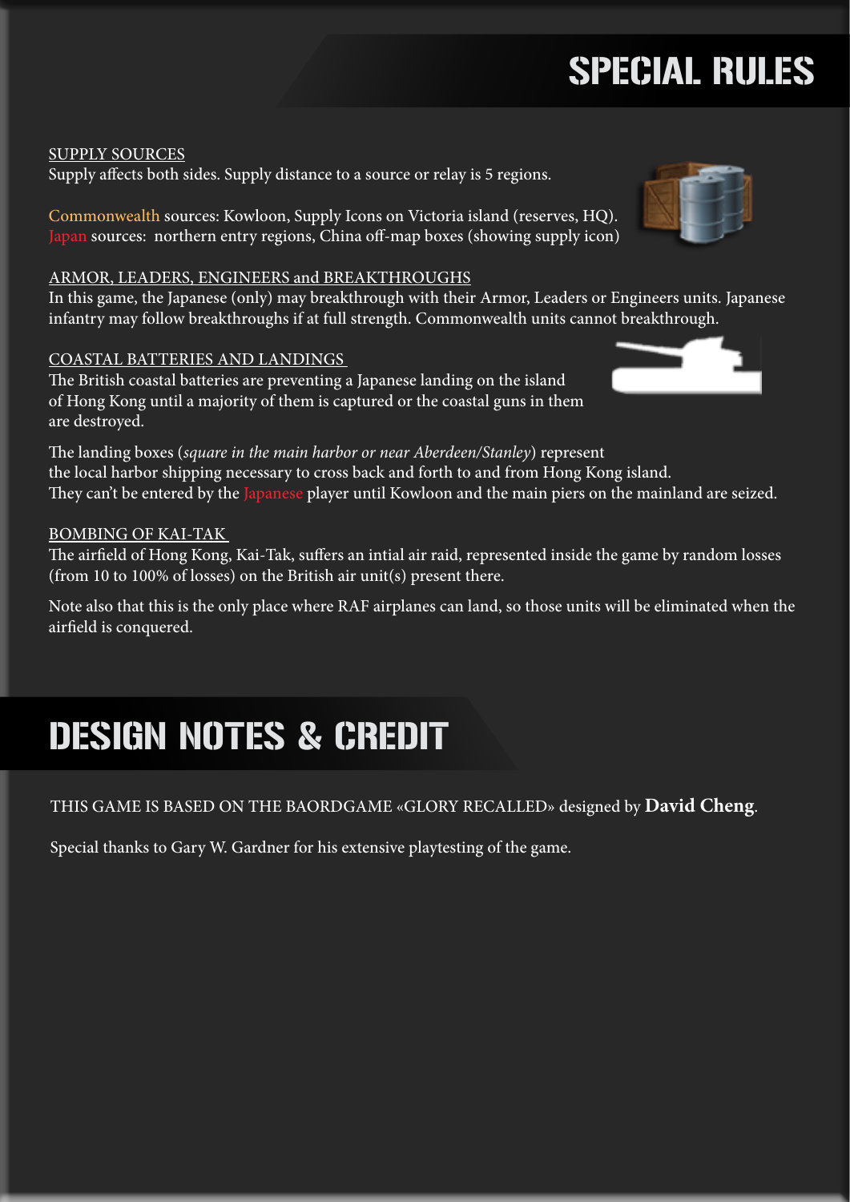# SPECIAL RULES

<u>SUPPLY SOURCES</u>

Supply affects both sides. Supply distance to a source or relay is 5 regions.

Commonwealth sources: Kowloon, Supply Icons on Victoria island (reserves, HQ).
Japan sources: northern entry regions, China off-map boxes (showing supply icon)

<u>ARMOR, LEADERS, ENGINEERS and BREAKTHROUGHS</u>

In this game, the Japanese (only) may breakthrough with their Armor, Leaders or Engineers units. Japanese infantry may follow breakthroughs if at full strength. Commonwealth units cannot breakthrough.

<u>COASTAL BATTERIES AND LANDINGS</u>

The British coastal batteries are preventing a Japanese landing on the island of Hong Kong until a majority of them is captured or the coastal guns in them are destroyed.

The landing boxes (*square in the main harbor or near Aberdeen/Stanley*) represent the local harbor shipping necessary to cross back and forth to and from Hong Kong island. They can't be entered by the Japanese player until Kowloon and the main piers on the mainland are seized.

<u>BOMBING OF KAI-TAK</u>

The airfield of Hong Kong, Kai-Tak, suffers an intial air raid, represented inside the game by random losses (from 10 to 100% of losses) on the British air unit(s) present there.

Note also that this is the only place where RAF airplanes can land, so those units will be eliminated when the airfield is conquered.

# DESIGN NOTES & CREDIT

THIS GAME IS BASED ON THE BAORDGAME «GLORY RECALLED» designed by **David Cheng**.

Special thanks to Gary W. Gardner for his extensive playtesting of the game.